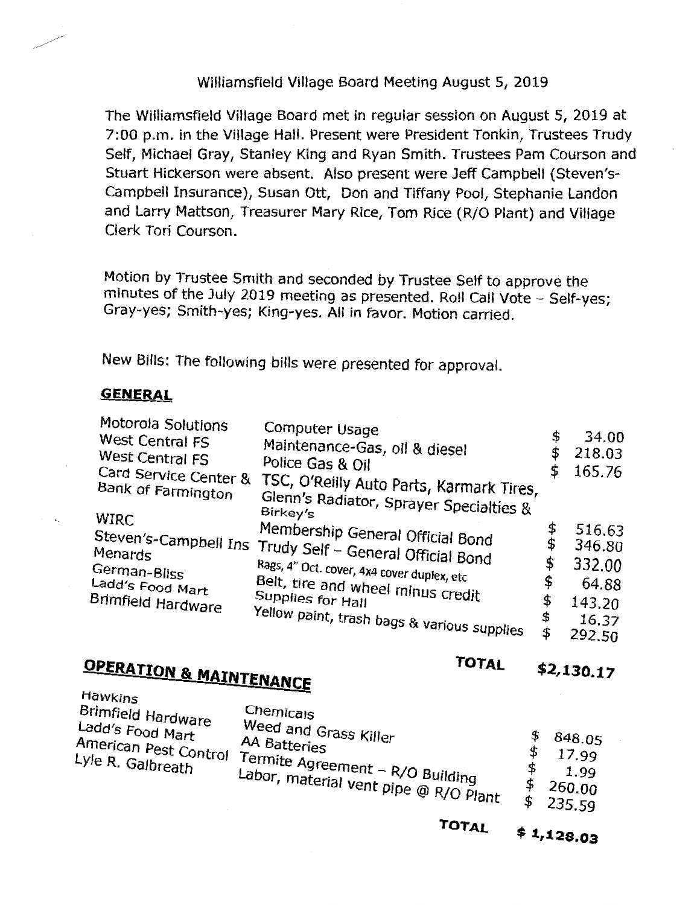Williamsfield Village Board Meeting August 5, 2019

The Williamsfield Village Board met in regular session on August 5, 2019 at 7:00 p.m. in the Village Hall. Present were President Tonkin, Trustees Trudy Self, Michael Gray, Stanley King and Ryan Smith. Trustees Pam Courson and Stuart Hickerson were absent. Also present were Jeff Campbell (Steven's-Campbell Insurance), Susan Ott, Don and Tiffany Pool, Stephanie Landon and Larry Mattson, Treasurer Mary Rice, Tom Rice (R/O Plant) and Village Clerk Tori Courson.

Motion by Trustee Smith and seconded by Trustee Self to approve the minutes of the July 2019 meeting as presented. Roll Call Vote – Self-yes; Gray-yes; Smith-yes; King-yes. All in favor. Motion carried.

New Bills: The following bills were presented for approval.

**GENERAL**

| Vendor | Description | Amount |
|---|---|---|
| Motorola Solutions | Computer Usage | $ 34.00 |
| West Central FS | Maintenance-Gas, oil & diesel | $ 218.03 |
| West Central FS | Police Gas & Oil | $ 165.76 |
| Card Service Center & Bank of Farmington | TSC, O'Reilly Auto Parts, Karmark Tires, Glenn's Radiator, Sprayer Specialties & Birkey's | $ 516.63 |
| WIRC | Membership General Official Bond | $ 346.80 |
| Steven's-Campbell Ins | Trudy Self – General Official Bond | $ 332.00 |
| Menards | Rags, 4" Oct. cover, 4x4 cover duplex, etc | $ 64.88 |
| German-Bliss | Belt, tire and wheel minus credit | $ 143.20 |
| Ladd's Food Mart | Supplies for Hall | $ 16.37 |
| Brimfield Hardware | Yellow paint, trash bags & various supplies | $ 292.50 |
| | **TOTAL** | **$2,130.17** |

**OPERATION & MAINTENANCE**

| Vendor | Description | Amount |
|---|---|---|
| Hawkins | Chemicals | $ 848.05 |
| Brimfield Hardware | Weed and Grass Killer | $ 17.99 |
| Ladd's Food Mart | AA Batteries | $ 1.99 |
| American Pest Control | Termite Agreement – R/O Building | $ 260.00 |
| Lyle R. Galbreath | Labor, material vent pipe @ R/O Plant | $ 235.59 |
| | **TOTAL** | **$ 1,128.03** |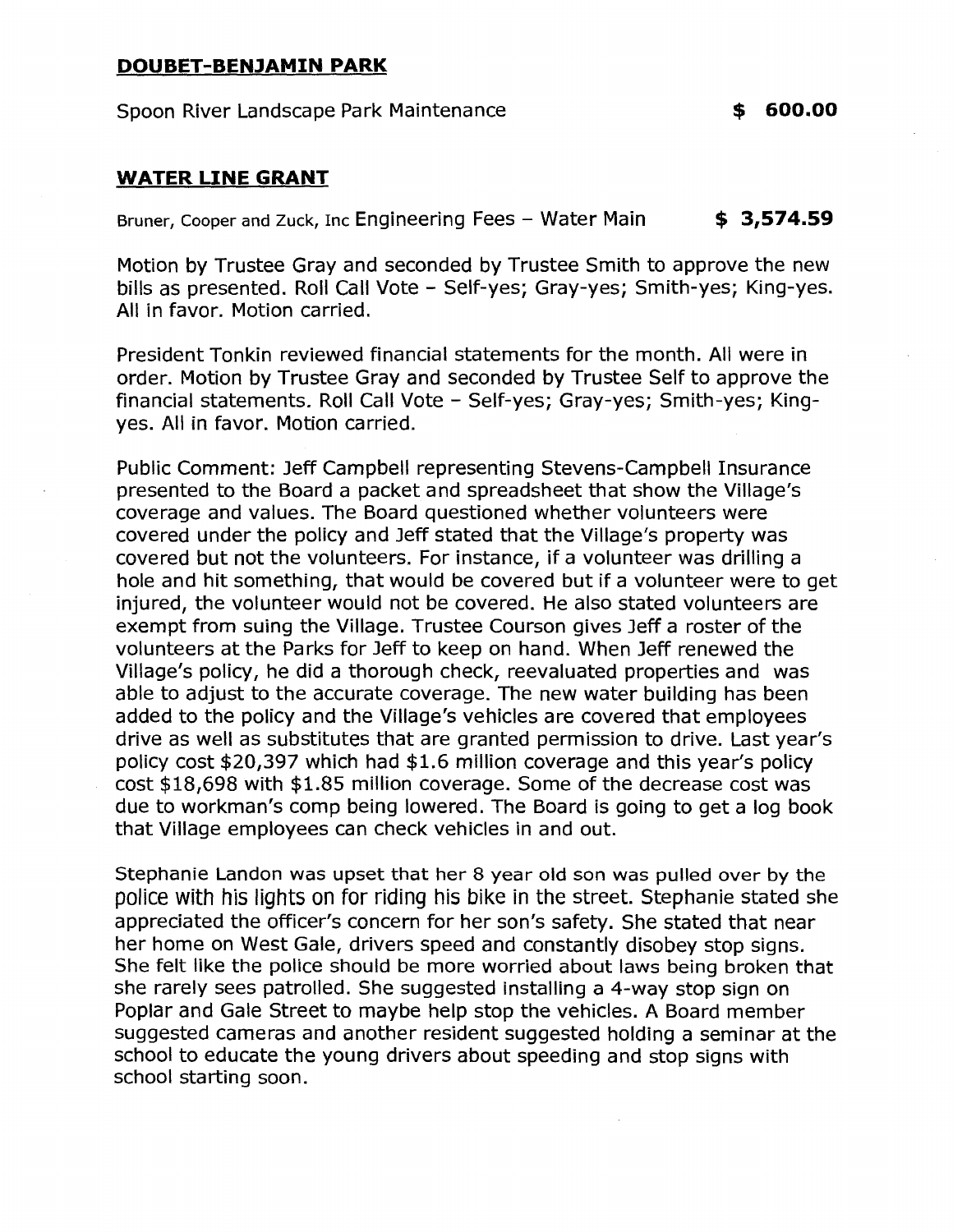**DOUBET-BENJAMIN PARK**

Spoon River Landscape Park Maintenance **$ 600.00**

**WATER LINE GRANT**

Bruner, Cooper and Zuck, Inc Engineering Fees – Water Main **$ 3,574.59**

Motion by Trustee Gray and seconded by Trustee Smith to approve the new bills as presented. Roll Call Vote - Self-yes; Gray-yes; Smith-yes; King-yes. All in favor. Motion carried.

President Tonkin reviewed financial statements for the month. All were in order. Motion by Trustee Gray and seconded by Trustee Self to approve the financial statements. Roll Call Vote - Self-yes; Gray-yes; Smith-yes; King-yes. All in favor. Motion carried.

Public Comment: Jeff Campbell representing Stevens-Campbell Insurance presented to the Board a packet and spreadsheet that show the Village's coverage and values. The Board questioned whether volunteers were covered under the policy and Jeff stated that the Village's property was covered but not the volunteers. For instance, if a volunteer was drilling a hole and hit something, that would be covered but if a volunteer were to get injured, the volunteer would not be covered. He also stated volunteers are exempt from suing the Village. Trustee Courson gives Jeff a roster of the volunteers at the Parks for Jeff to keep on hand. When Jeff renewed the Village's policy, he did a thorough check, reevaluated properties and was able to adjust to the accurate coverage. The new water building has been added to the policy and the Village's vehicles are covered that employees drive as well as substitutes that are granted permission to drive. Last year's policy cost $20,397 which had $1.6 million coverage and this year's policy cost $18,698 with $1.85 million coverage. Some of the decrease cost was due to workman's comp being lowered. The Board is going to get a log book that Village employees can check vehicles in and out.

Stephanie Landon was upset that her 8 year old son was pulled over by the police with his lights on for riding his bike in the street. Stephanie stated she appreciated the officer's concern for her son's safety. She stated that near her home on West Gale, drivers speed and constantly disobey stop signs. She felt like the police should be more worried about laws being broken that she rarely sees patrolled. She suggested installing a 4-way stop sign on Poplar and Gale Street to maybe help stop the vehicles. A Board member suggested cameras and another resident suggested holding a seminar at the school to educate the young drivers about speeding and stop signs with school starting soon.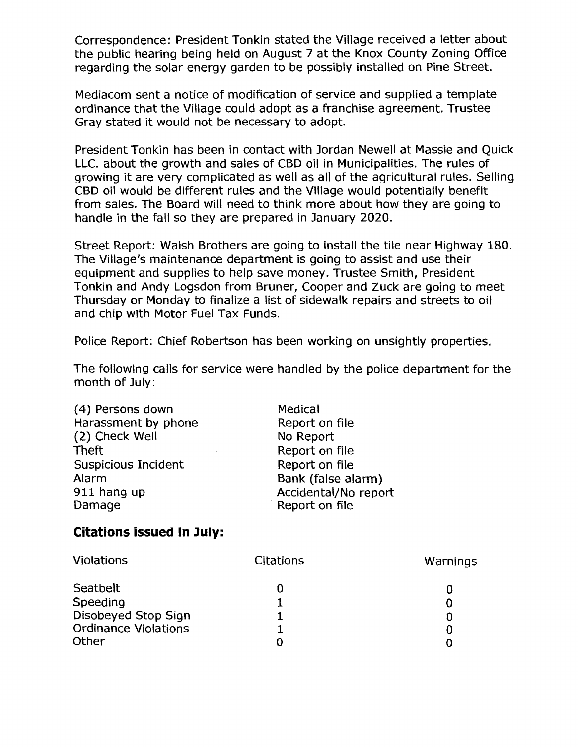Correspondence: President Tonkin stated the Village received a letter about the public hearing being held on August 7 at the Knox County Zoning Office regarding the solar energy garden to be possibly installed on Pine Street.

Mediacom sent a notice of modification of service and supplied a template ordinance that the Village could adopt as a franchise agreement. Trustee Gray stated it would not be necessary to adopt.

President Tonkin has been in contact with Jordan Newell at Massie and Quick LLC. about the growth and sales of CBD oil in Municipalities. The rules of growing it are very complicated as well as all of the agricultural rules. Selling CBD oil would be different rules and the Village would potentially benefit from sales. The Board will need to think more about how they are going to handle in the fall so they are prepared in January 2020.

Street Report: Walsh Brothers are going to install the tile near Highway 180. The Village's maintenance department is going to assist and use their equipment and supplies to help save money. Trustee Smith, President Tonkin and Andy Logsdon from Bruner, Cooper and Zuck are going to meet Thursday or Monday to finalize a list of sidewalk repairs and streets to oil and chip with Motor Fuel Tax Funds.

Police Report: Chief Robertson has been working on unsightly properties.

The following calls for service were handled by the police department for the month of July:

| | |
|---|---|
| (4) Persons down | Medical |
| Harassment by phone | Report on file |
| (2) Check Well | No Report |
| Theft | Report on file |
| Suspicious Incident | Report on file |
| Alarm | Bank (false alarm) |
| 911 hang up | Accidental/No report |
| Damage | Report on file |

## Citations issued in July:

| Violations | Citations | Warnings |
|---|---|---|
| Seatbelt | 0 | 0 |
| Speeding | 1 | 0 |
| Disobeyed Stop Sign | 1 | 0 |
| Ordinance Violations | 1 | 0 |
| Other | 0 | 0 |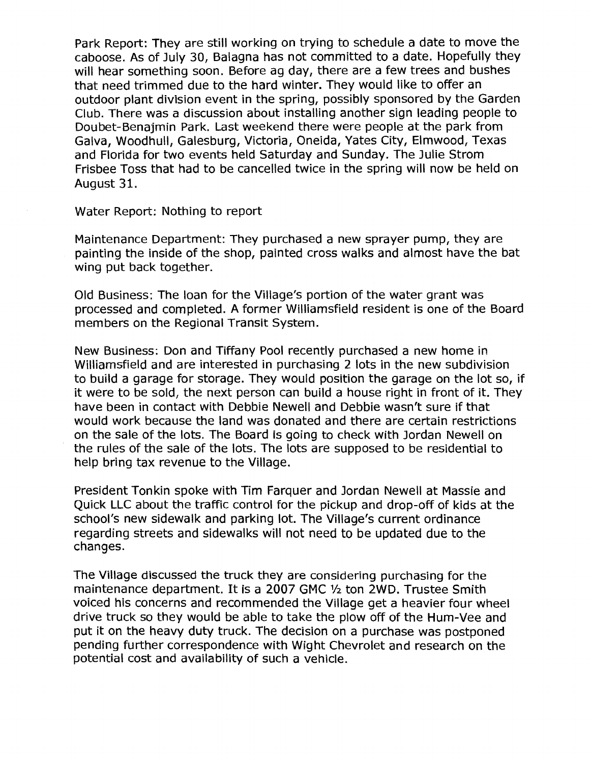Park Report: They are still working on trying to schedule a date to move the caboose. As of July 30, Balagna has not committed to a date. Hopefully they will hear something soon. Before ag day, there are a few trees and bushes that need trimmed due to the hard winter. They would like to offer an outdoor plant division event in the spring, possibly sponsored by the Garden Club. There was a discussion about installing another sign leading people to Doubet-Benajmin Park. Last weekend there were people at the park from Galva, Woodhull, Galesburg, Victoria, Oneida, Yates City, Elmwood, Texas and Florida for two events held Saturday and Sunday. The Julie Strom Frisbee Toss that had to be cancelled twice in the spring will now be held on August 31.

Water Report: Nothing to report

Maintenance Department: They purchased a new sprayer pump, they are painting the inside of the shop, painted cross walks and almost have the bat wing put back together.

Old Business: The loan for the Village's portion of the water grant was processed and completed. A former Williamsfield resident is one of the Board members on the Regional Transit System.

New Business: Don and Tiffany Pool recently purchased a new home in Williamsfield and are interested in purchasing 2 lots in the new subdivision to build a garage for storage. They would position the garage on the lot so, if it were to be sold, the next person can build a house right in front of it. They have been in contact with Debbie Newell and Debbie wasn't sure if that would work because the land was donated and there are certain restrictions on the sale of the lots. The Board is going to check with Jordan Newell on the rules of the sale of the lots. The lots are supposed to be residential to help bring tax revenue to the Village.

President Tonkin spoke with Tim Farquer and Jordan Newell at Massie and Quick LLC about the traffic control for the pickup and drop-off of kids at the school's new sidewalk and parking lot. The Village's current ordinance regarding streets and sidewalks will not need to be updated due to the changes.

The Village discussed the truck they are considering purchasing for the maintenance department. It is a 2007 GMC ½ ton 2WD. Trustee Smith voiced his concerns and recommended the Village get a heavier four wheel drive truck so they would be able to take the plow off of the Hum-Vee and put it on the heavy duty truck. The decision on a purchase was postponed pending further correspondence with Wight Chevrolet and research on the potential cost and availability of such a vehicle.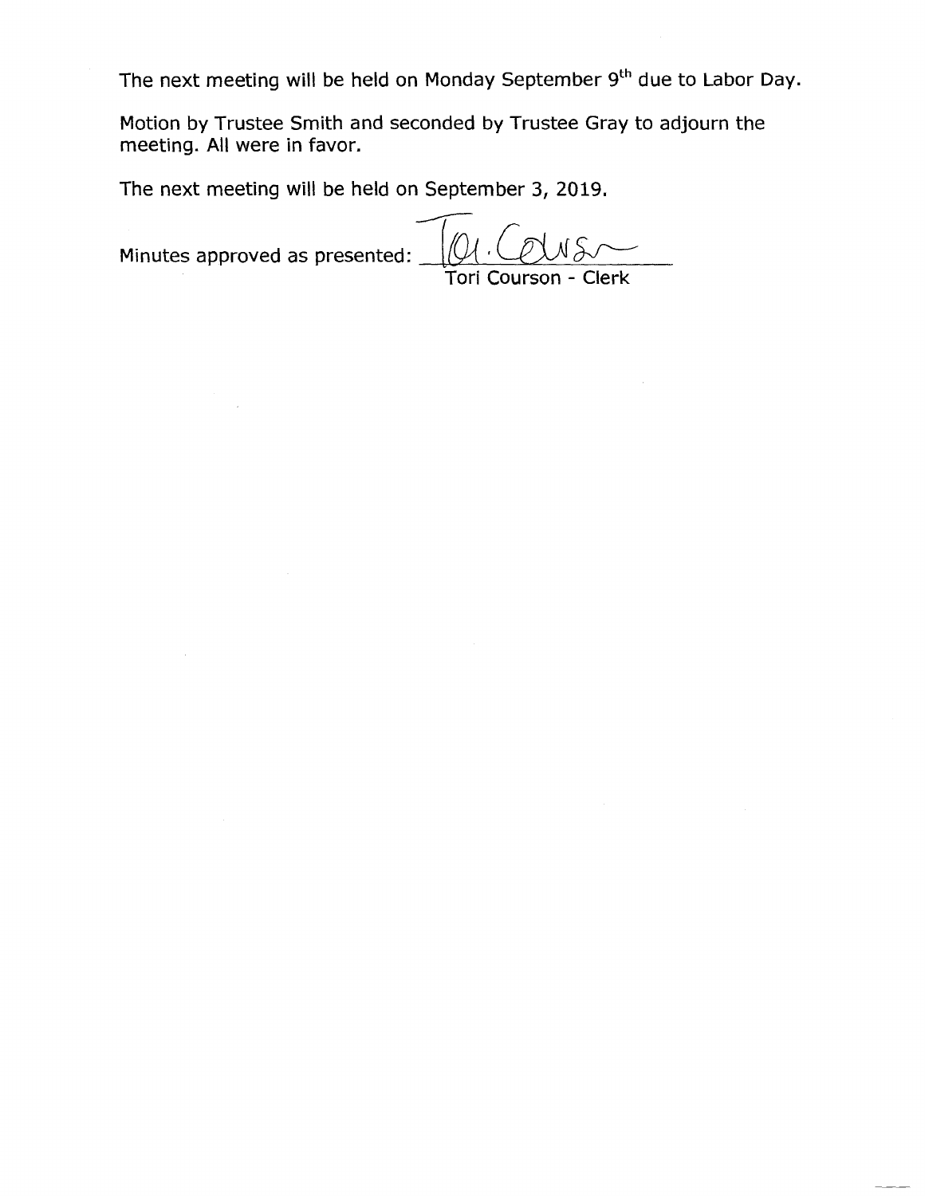The next meeting will be held on Monday September 9th due to Labor Day.

Motion by Trustee Smith and seconded by Trustee Gray to adjourn the meeting. All were in favor.

The next meeting will be held on September 3, 2019.

Minutes approved as presented: Tori Courson

Tori Courson - Clerk